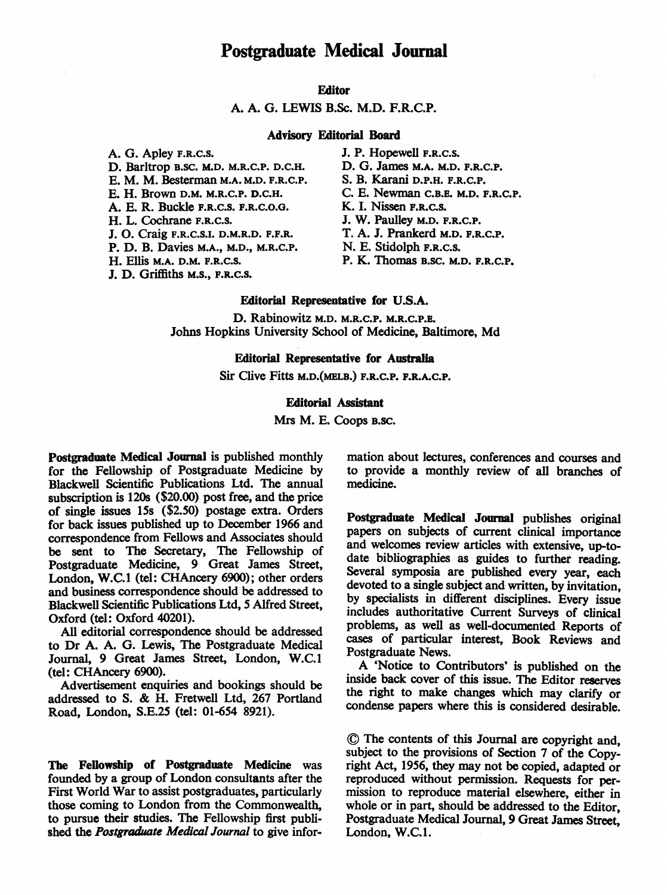# Postgraduate Medical Journal

**Editor**

A. A. G. LEWIS B.Sc. M.D. F.R.C.P.

**Advisory Editorial Board**

A. G. Apley F.R.C.S.
D. Barltrop B.SC. M.D. M.R.C.P. D.C.H.
E. M. M. Besterman M.A. M.D. F.R.C.P.
E. H. Brown D.M. M.R.C.P. D.C.H.
A. E. R. Buckle F.R.C.S. F.R.C.O.G.
H. L. Cochrane F.R.C.S.
J. O. Craig F.R.C.S.I. D.M.R.D. F.F.R.
P. D. B. Davies M.A., M.D., M.R.C.P.
H. Ellis M.A. D.M. F.R.C.S.
J. D. Griffiths M.S., F.R.C.S.
J. P. Hopewell F.R.C.S.
D. G. James M.A. M.D. F.R.C.P.
S. B. Karani D.P.H. F.R.C.P.
C. E. Newman C.B.E. M.D. F.R.C.P.
K. I. Nissen F.R.C.S.
J. W. Paulley M.D. F.R.C.P.
T. A. J. Prankerd M.D. F.R.C.P.
N. E. Stidolph F.R.C.S.
P. K. Thomas B.SC. M.D. F.R.C.P.

**Editorial Representative for U.S.A.**

D. Rabinowitz M.D. M.R.C.P. M.R.C.P.E.
Johns Hopkins University School of Medicine, Baltimore, Md

**Editorial Representative for Australia**

Sir Clive Fitts M.D.(MELB.) F.R.C.P. F.R.A.C.P.

**Editorial Assistant**

Mrs M. E. Coops B.SC.

**Postgraduate Medical Journal** is published monthly for the Fellowship of Postgraduate Medicine by Blackwell Scientific Publications Ltd. The annual subscription is 120s ($20.00) post free, and the price of single issues 15s ($2.50) postage extra. Orders for back issues published up to December 1966 and correspondence from Fellows and Associates should be sent to The Secretary, The Fellowship of Postgraduate Medicine, 9 Great James Street, London, W.C.1 (tel: CHAncery 6900); other orders and business correspondence should be addressed to Blackwell Scientific Publications Ltd, 5 Alfred Street, Oxford (tel: Oxford 40201).

All editorial correspondence should be addressed to Dr A. A. G. Lewis, The Postgraduate Medical Journal, 9 Great James Street, London, W.C.1 (tel: CHAncery 6900).

Advertisement enquiries and bookings should be addressed to S. & H. Fretwell Ltd, 267 Portland Road, London, S.E.25 (tel: 01-654 8921).

**The Fellowship of Postgraduate Medicine** was founded by a group of London consultants after the First World War to assist postgraduates, particularly those coming to London from the Commonwealth, to pursue their studies. The Fellowship first published the *Postgraduate Medical Journal* to give information about lectures, conferences and courses and to provide a monthly review of all branches of medicine.

**Postgraduate Medical Journal** publishes original papers on subjects of current clinical importance and welcomes review articles with extensive, up-to-date bibliographies as guides to further reading. Several symposia are published every year, each devoted to a single subject and written, by invitation, by specialists in different disciplines. Every issue includes authoritative Current Surveys of clinical problems, as well as well-documented Reports of cases of particular interest, Book Reviews and Postgraduate News.

A 'Notice to Contributors' is published on the inside back cover of this issue. The Editor reserves the right to make changes which may clarify or condense papers where this is considered desirable.

© The contents of this Journal are copyright and, subject to the provisions of Section 7 of the Copyright Act, 1956, they may not be copied, adapted or reproduced without permission. Requests for permission to reproduce material elsewhere, either in whole or in part, should be addressed to the Editor, Postgraduate Medical Journal, 9 Great James Street, London, W.C.1.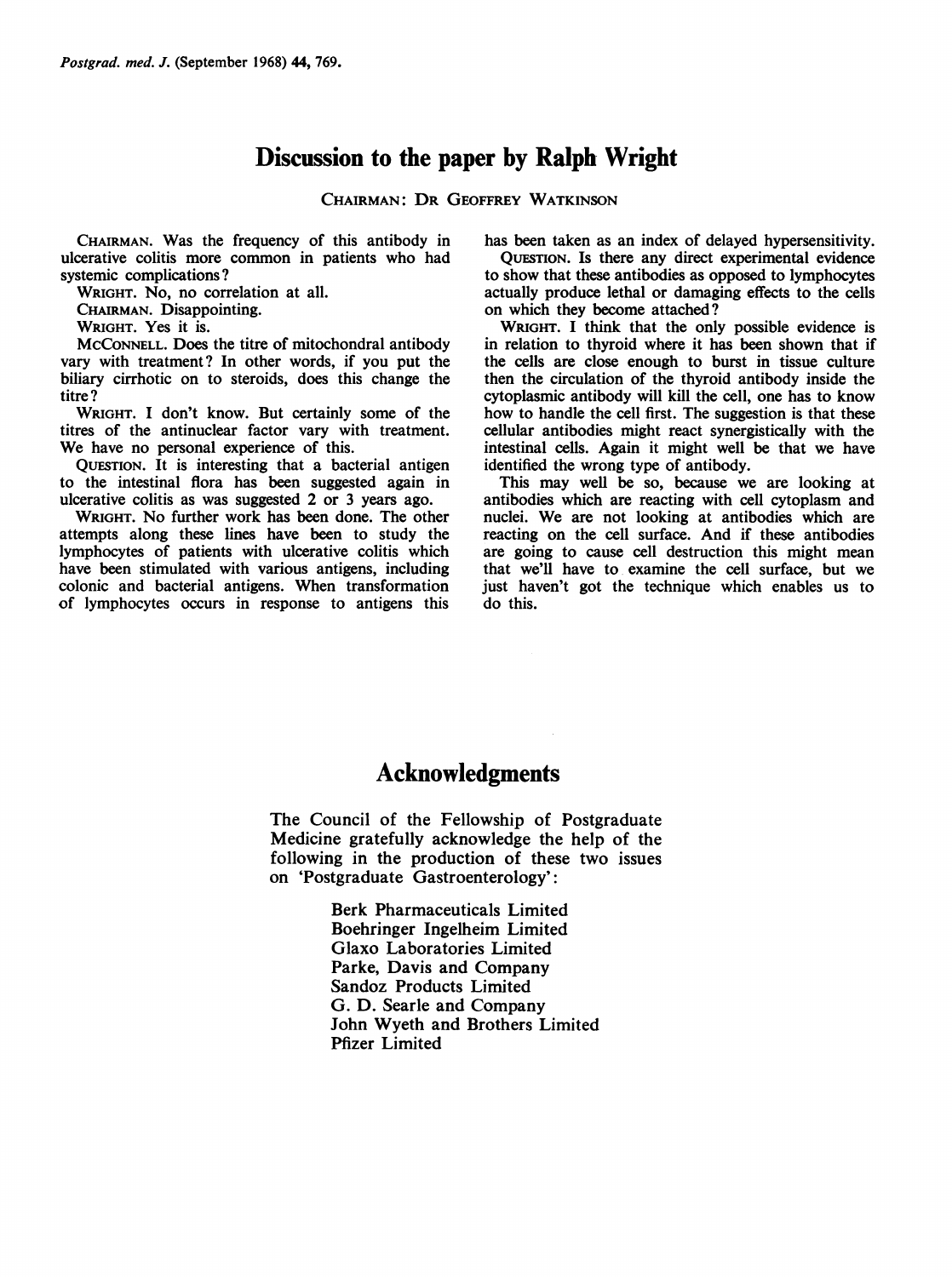# Discussion to the paper by Ralph Wright

CHAIRMAN: DR GEOFFREY WATKINSON

CHAIRMAN. Was the frequency of this antibody in ulcerative colitis more common in patients who had systemic complications?

WRIGHT. No, no correlation at all.

CHAIRMAN. Disappointing.

WRIGHT. Yes it is.

MCCONNELL. Does the titre of mitochondral antibody vary with treatment? In other words, if you put the biliary cirrhotic on to steroids, does this change the titre?

WRIGHT. I don't know. But certainly some of the titres of the antinuclear factor vary with treatment. We have no personal experience of this.

QUESTION. It is interesting that a bacterial antigen to the intestinal flora has been suggested again in ulcerative colitis as was suggested 2 or 3 years ago.

WRIGHT. No further work has been done. The other attempts along these lines have been to study the lymphocytes of patients with ulcerative colitis which have been stimulated with various antigens, including colonic and bacterial antigens. When transformation of lymphocytes occurs in response to antigens this has been taken as an index of delayed hypersensitivity.

QUESTION. Is there any direct experimental evidence to show that these antibodies as opposed to lymphocytes actually produce lethal or damaging effects to the cells on which they become attached?

WRIGHT. I think that the only possible evidence is in relation to thyroid where it has been shown that if the cells are close enough to burst in tissue culture then the circulation of the thyroid antibody inside the cytoplasmic antibody will kill the cell, one has to know how to handle the cell first. The suggestion is that these cellular antibodies might react synergistically with the intestinal cells. Again it might well be that we have identified the wrong type of antibody.

This may well be so, because we are looking at antibodies which are reacting with cell cytoplasm and nuclei. We are not looking at antibodies which are reacting on the cell surface. And if these antibodies are going to cause cell destruction this might mean that we'll have to examine the cell surface, but we just haven't got the technique which enables us to do this.

# Acknowledgments

The Council of the Fellowship of Postgraduate Medicine gratefully acknowledge the help of the following in the production of these two issues on 'Postgraduate Gastroenterology':

Berk Pharmaceuticals Limited
Boehringer Ingelheim Limited
Glaxo Laboratories Limited
Parke, Davis and Company
Sandoz Products Limited
G. D. Searle and Company
John Wyeth and Brothers Limited
Pfizer Limited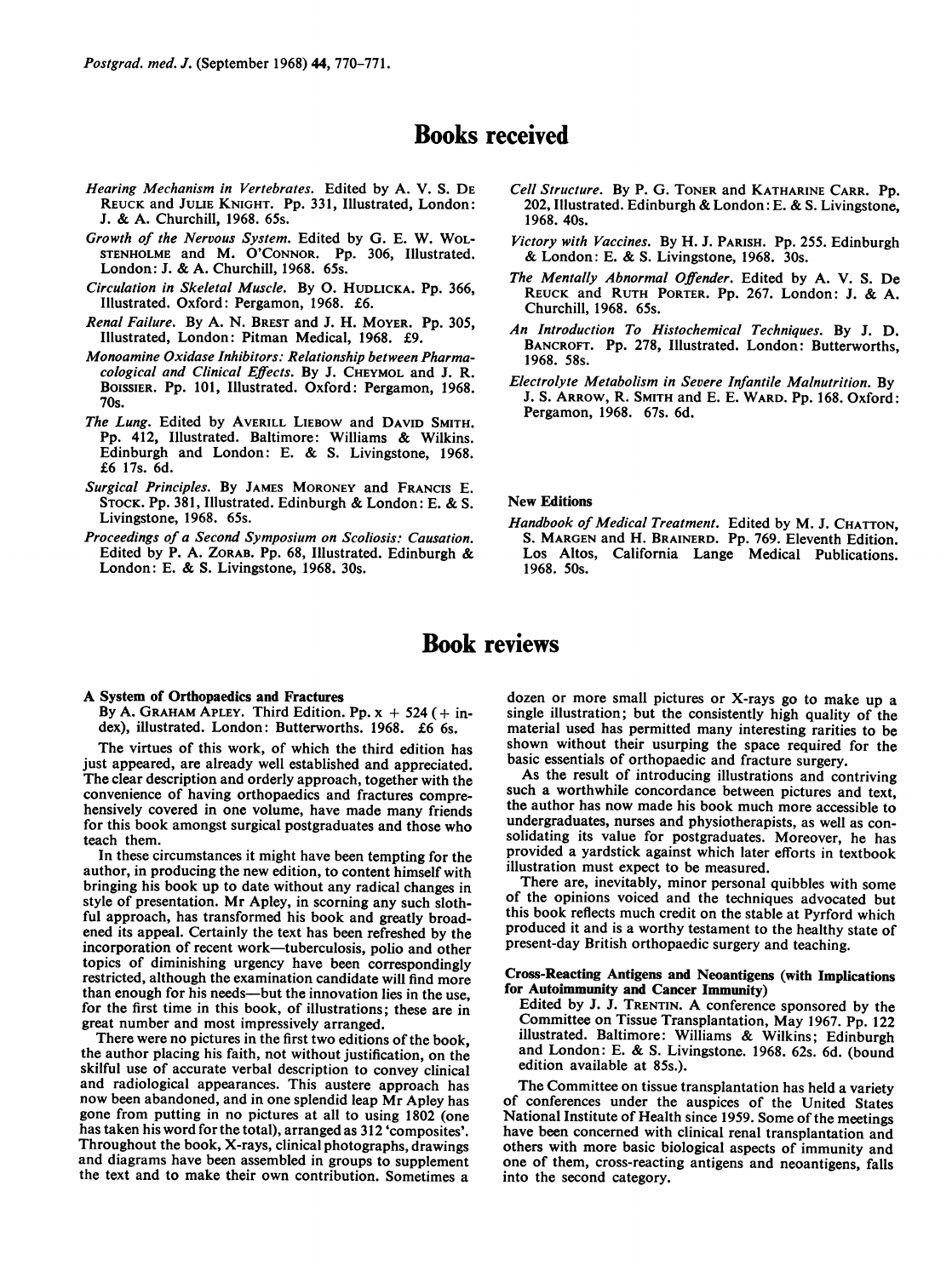# Books received

*Hearing Mechanism in Vertebrates*. Edited by A. V. S. De Reuck and Julie Knight. Pp. 331, Illustrated, London: J. & A. Churchill, 1968. 65s.

*Growth of the Nervous System*. Edited by G. E. W. Wolstenholme and M. O'Connor. Pp. 306, Illustrated. London: J. & A. Churchill, 1968. 65s.

*Circulation in Skeletal Muscle*. By O. Hudlicka. Pp. 366, Illustrated. Oxford: Pergamon, 1968. £6.

*Renal Failure*. By A. N. Brest and J. H. Moyer. Pp. 305, Illustrated, London: Pitman Medical, 1968. £9.

*Monoamine Oxidase Inhibitors: Relationship between Pharmacological and Clinical Effects*. By J. Cheymol and J. R. Boissier. Pp. 101, Illustrated. Oxford: Pergamon, 1968. 70s.

*The Lung*. Edited by Averill Liebow and David Smith. Pp. 412, Illustrated. Baltimore: Williams & Wilkins. Edinburgh and London: E. & S. Livingstone, 1968. £6 17s. 6d.

*Surgical Principles*. By James Moroney and Francis E. Stock. Pp. 381, Illustrated. Edinburgh & London: E. & S. Livingstone, 1968. 65s.

*Proceedings of a Second Symposium on Scoliosis: Causation*. Edited by P. A. Zorab. Pp. 68, Illustrated. Edinburgh & London: E. & S. Livingstone, 1968. 30s.

*Cell Structure*. By P. G. Toner and Katharine Carr. Pp. 202, Illustrated. Edinburgh & London: E. & S. Livingstone, 1968. 40s.

*Victory with Vaccines*. By H. J. Parish. Pp. 255. Edinburgh & London: E. & S. Livingstone, 1968. 30s.

*The Mentally Abnormal Offender*. Edited by A. V. S. De Reuck and Ruth Porter. Pp. 267. London: J. & A. Churchill, 1968. 65s.

*An Introduction To Histochemical Techniques*. By J. D. Bancroft. Pp. 278, Illustrated. London: Butterworths, 1968. 58s.

*Electrolyte Metabolism in Severe Infantile Malnutrition*. By J. S. Arrow, R. Smith and E. E. Ward. Pp. 168. Oxford: Pergamon, 1968. 67s. 6d.

### New Editions

*Handbook of Medical Treatment*. Edited by M. J. Chatton, S. Margen and H. Brainerd. Pp. 769. Eleventh Edition. Los Altos, California Lange Medical Publications. 1968. 50s.

# Book reviews

### A System of Orthopaedics and Fractures

By A. Graham Apley. Third Edition. Pp. x + 524 (+ index), illustrated. London: Butterworths. 1968. £6 6s.

The virtues of this work, of which the third edition has just appeared, are already well established and appreciated. The clear description and orderly approach, together with the convenience of having orthopaedics and fractures comprehensively covered in one volume, have made many friends for this book amongst surgical postgraduates and those who teach them.

In these circumstances it might have been tempting for the author, in producing the new edition, to content himself with bringing his book up to date without any radical changes in style of presentation. Mr Apley, in scorning any such slothful approach, has transformed his book and greatly broadened its appeal. Certainly the text has been refreshed by the incorporation of recent work—tuberculosis, polio and other topics of diminishing urgency have been correspondingly restricted, although the examination candidate will find more than enough for his needs—but the innovation lies in the use, for the first time in this book, of illustrations; these are in great number and most impressively arranged.

There were no pictures in the first two editions of the book, the author placing his faith, not without justification, on the skilful use of accurate verbal description to convey clinical and radiological appearances. This austere approach has now been abandoned, and in one splendid leap Mr Apley has gone from putting in no pictures at all to using 1802 (one has taken his word for the total), arranged as 312 'composites'. Throughout the book, X-rays, clinical photographs, drawings and diagrams have been assembled in groups to supplement the text and to make their own contribution. Sometimes a dozen or more small pictures or X-rays go to make up a single illustration; but the consistently high quality of the material used has permitted many interesting rarities to be shown without their usurping the space required for the basic essentials of orthopaedic and fracture surgery.

As the result of introducing illustrations and contriving such a worthwhile concordance between pictures and text, the author has now made his book much more accessible to undergraduates, nurses and physiotherapists, as well as consolidating its value for postgraduates. Moreover, he has provided a yardstick against which later efforts in textbook illustration must expect to be measured.

There are, inevitably, minor personal quibbles with some of the opinions voiced and the techniques advocated but this book reflects much credit on the stable at Pyrford which produced it and is a worthy testament to the healthy state of present-day British orthopaedic surgery and teaching.

### Cross-Reacting Antigens and Neoantigens (with Implications for Autoimmunity and Cancer Immunity)

Edited by J. J. Trentin. A conference sponsored by the Committee on Tissue Transplantation, May 1967. Pp. 122 illustrated. Baltimore: Williams & Wilkins; Edinburgh and London: E. & S. Livingstone. 1968. 62s. 6d. (bound edition available at 85s.).

The Committee on tissue transplantation has held a variety of conferences under the auspices of the United States National Institute of Health since 1959. Some of the meetings have been concerned with clinical renal transplantation and others with more basic biological aspects of immunity and one of them, cross-reacting antigens and neoantigens, falls into the second category.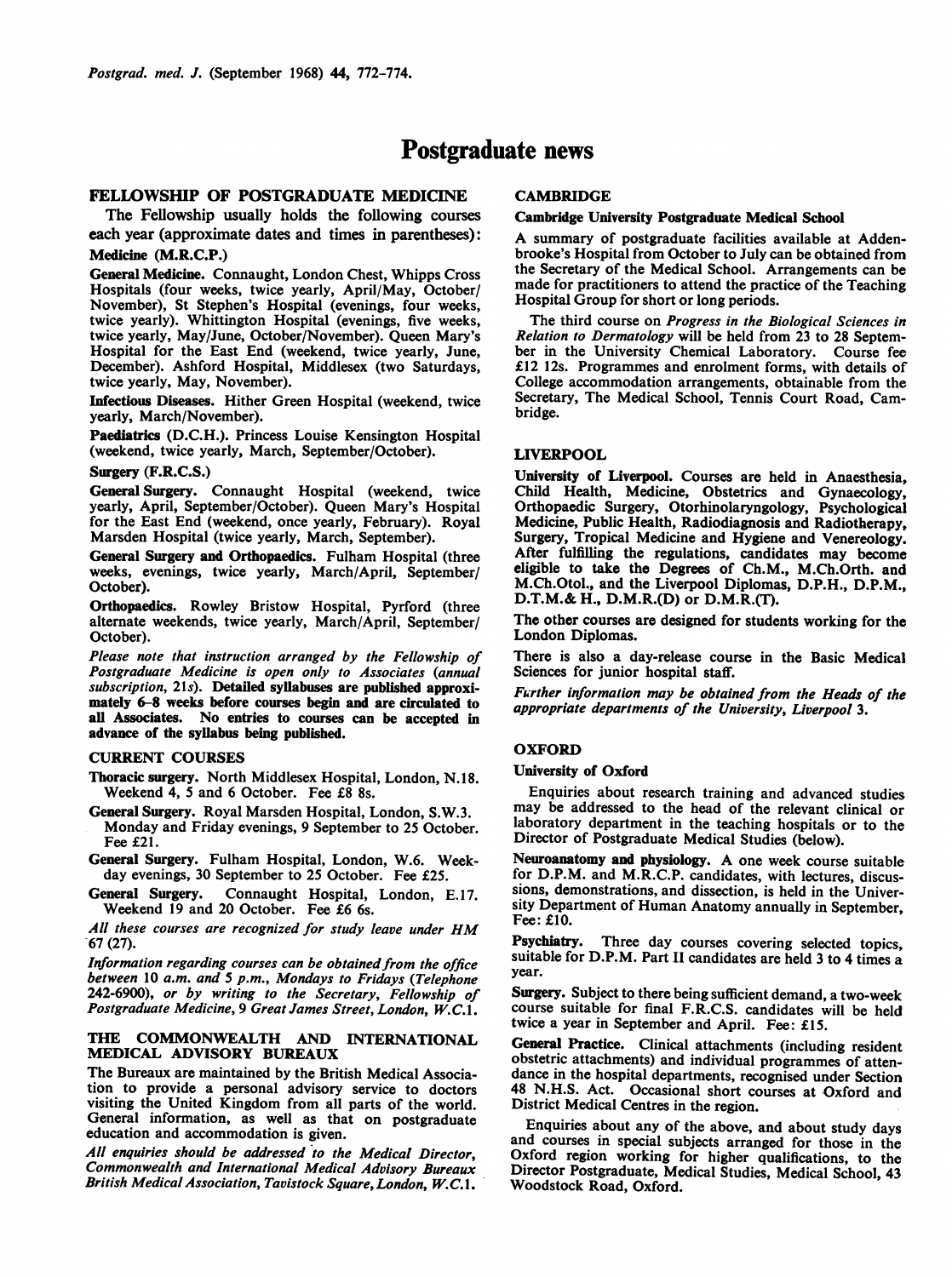# Postgraduate news

## FELLOWSHIP OF POSTGRADUATE MEDICINE

The Fellowship usually holds the following courses each year (approximate dates and times in parentheses):

### Medicine (M.R.C.P.)

**General Medicine.** Connaught, London Chest, Whipps Cross Hospitals (four weeks, twice yearly, April/May, October/November), St Stephen's Hospital (evenings, four weeks, twice yearly). Whittington Hospital (evenings, five weeks, twice yearly, May/June, October/November). Queen Mary's Hospital for the East End (weekend, twice yearly, June, December). Ashford Hospital, Middlesex (two Saturdays, twice yearly, May, November).

**Infectious Diseases.** Hither Green Hospital (weekend, twice yearly, March/November).

**Paediatrics** (D.C.H.). Princess Louise Kensington Hospital (weekend, twice yearly, March, September/October).

### Surgery (F.R.C.S.)

**General Surgery.** Connaught Hospital (weekend, twice yearly, April, September/October). Queen Mary's Hospital for the East End (weekend, once yearly, February). Royal Marsden Hospital (twice yearly, March, September).

**General Surgery and Orthopaedics.** Fulham Hospital (three weeks, evenings, twice yearly, March/April, September/October).

**Orthopaedics.** Rowley Bristow Hospital, Pyrford (three alternate weekends, twice yearly, March/April, September/October).

*Please note that instruction arranged by the Fellowship of Postgraduate Medicine is open only to Associates (annual subscription, 21s).* **Detailed syllabuses are published approximately 6–8 weeks before courses begin and are circulated to all Associates. No entries to courses can be accepted in advance of the syllabus being published.**

### CURRENT COURSES

**Thoracic surgery.** North Middlesex Hospital, London, N.18. Weekend 4, 5 and 6 October. Fee £8 8s.

**General Surgery.** Royal Marsden Hospital, London, S.W.3. Monday and Friday evenings, 9 September to 25 October. Fee £21.

**General Surgery.** Fulham Hospital, London, W.6. Weekday evenings, 30 September to 25 October. Fee £25.

**General Surgery.** Connaught Hospital, London, E.17. Weekend 19 and 20 October. Fee £6 6s.

*All these courses are recognized for study leave under HM 67 (27).*

*Information regarding courses can be obtained from the office between 10 a.m. and 5 p.m., Mondays to Fridays (Telephone 242-6900), or by writing to the Secretary, Fellowship of Postgraduate Medicine, 9 Great James Street, London, W.C.1.*

## THE COMMONWEALTH AND INTERNATIONAL MEDICAL ADVISORY BUREAUX

The Bureaux are maintained by the British Medical Association to provide a personal advisory service to doctors visiting the United Kingdom from all parts of the world. General information, as well as that on postgraduate education and accommodation is given.

*All enquiries should be addressed to the Medical Director, Commonwealth and International Medical Advisory Bureaux British Medical Association, Tavistock Square, London, W.C.1.*

## CAMBRIDGE

### Cambridge University Postgraduate Medical School

A summary of postgraduate facilities available at Addenbrooke's Hospital from October to July can be obtained from the Secretary of the Medical School. Arrangements can be made for practitioners to attend the practice of the Teaching Hospital Group for short or long periods.

The third course on *Progress in the Biological Sciences in Relation to Dermatology* will be held from 23 to 28 September in the University Chemical Laboratory. Course fee £12 12s. Programmes and enrolment forms, with details of College accommodation arrangements, obtainable from the Secretary, The Medical School, Tennis Court Road, Cambridge.

## LIVERPOOL

**University of Liverpool.** Courses are held in Anaesthesia, Child Health, Medicine, Obstetrics and Gynaecology, Orthopaedic Surgery, Otorhinolaryngology, Psychological Medicine, Public Health, Radiodiagnosis and Radiotherapy, Surgery, Tropical Medicine and Hygiene and Venereology. After fulfilling the regulations, candidates may become eligible to take the Degrees of Ch.M., M.Ch.Orth. and M.Ch.Otol., and the Liverpool Diplomas, D.P.H., D.P.M., D.T.M.& H., D.M.R.(D) or D.M.R.(T).

The other courses are designed for students working for the London Diplomas.

There is also a day-release course in the Basic Medical Sciences for junior hospital staff.

*Further information may be obtained from the Heads of the appropriate departments of the University, Liverpool 3.*

## OXFORD

### University of Oxford

Enquiries about research training and advanced studies may be addressed to the head of the relevant clinical or laboratory department in the teaching hospitals or to the Director of Postgraduate Medical Studies (below).

**Neuroanatomy and physiology.** A one week course suitable for D.P.M. and M.R.C.P. candidates, with lectures, discussions, demonstrations, and dissection, is held in the University Department of Human Anatomy annually in September, Fee: £10.

**Psychiatry.** Three day courses covering selected topics, suitable for D.P.M. Part II candidates are held 3 to 4 times a year.

**Surgery.** Subject to there being sufficient demand, a two-week course suitable for final F.R.C.S. candidates will be held twice a year in September and April. Fee: £15.

**General Practice.** Clinical attachments (including resident obstetric attachments) and individual programmes of attendance in the hospital departments, recognised under Section 48 N.H.S. Act. Occasional short courses at Oxford and District Medical Centres in the region.

Enquiries about any of the above, and about study days and courses in special subjects arranged for those in the Oxford region working for higher qualifications, to the Director Postgraduate, Medical Studies, Medical School, 43 Woodstock Road, Oxford.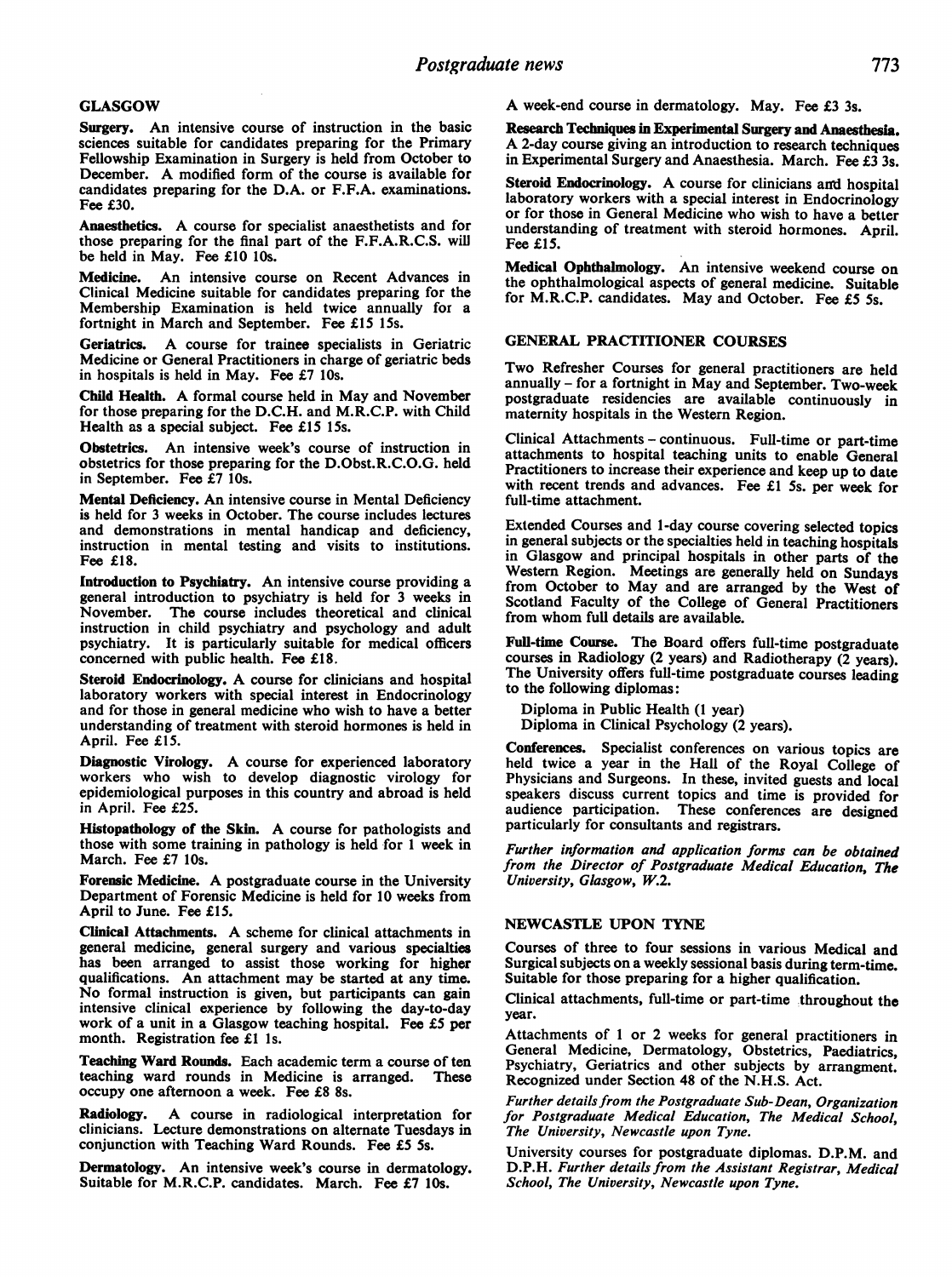## GLASGOW

**Surgery.** An intensive course of instruction in the basic sciences suitable for candidates preparing for the Primary Fellowship Examination in Surgery is held from October to December. A modified form of the course is available for candidates preparing for the D.A. or F.F.A. examinations. Fee £30.

**Anaesthetics.** A course for specialist anaesthetists and for those preparing for the final part of the F.F.A.R.C.S. will be held in May. Fee £10 10s.

**Medicine.** An intensive course on Recent Advances in Clinical Medicine suitable for candidates preparing for the Membership Examination is held twice annually for a fortnight in March and September. Fee £15 15s.

**Geriatrics.** A course for trainee specialists in Geriatric Medicine or General Practitioners in charge of geriatric beds in hospitals is held in May. Fee £7 10s.

**Child Health.** A formal course held in May and November for those preparing for the D.C.H. and M.R.C.P. with Child Health as a special subject. Fee £15 15s.

**Obstetrics.** An intensive week's course of instruction in obstetrics for those preparing for the D.Obst.R.C.O.G. held in September. Fee £7 10s.

**Mental Deficiency.** An intensive course in Mental Deficiency is held for 3 weeks in October. The course includes lectures and demonstrations in mental handicap and deficiency, instruction in mental testing and visits to institutions. Fee £18.

**Introduction to Psychiatry.** An intensive course providing a general introduction to psychiatry is held for 3 weeks in November. The course includes theoretical and clinical instruction in child psychiatry and psychology and adult psychiatry. It is particularly suitable for medical officers concerned with public health. Fee £18.

**Steroid Endocrinology.** A course for clinicians and hospital laboratory workers with special interest in Endocrinology and for those in general medicine who wish to have a better understanding of treatment with steroid hormones is held in April. Fee £15.

**Diagnostic Virology.** A course for experienced laboratory workers who wish to develop diagnostic virology for epidemiological purposes in this country and abroad is held in April. Fee £25.

**Histopathology of the Skin.** A course for pathologists and those with some training in pathology is held for 1 week in March. Fee £7 10s.

**Forensic Medicine.** A postgraduate course in the University Department of Forensic Medicine is held for 10 weeks from April to June. Fee £15.

**Clinical Attachments.** A scheme for clinical attachments in general medicine, general surgery and various specialties has been arranged to assist those working for higher qualifications. An attachment may be started at any time. No formal instruction is given, but participants can gain intensive clinical experience by following the day-to-day work of a unit in a Glasgow teaching hospital. Fee £5 per month. Registration fee £1 1s.

**Teaching Ward Rounds.** Each academic term a course of ten teaching ward rounds in Medicine is arranged. These occupy one afternoon a week. Fee £8 8s.

**Radiology.** A course in radiological interpretation for clinicians. Lecture demonstrations on alternate Tuesdays in conjunction with Teaching Ward Rounds. Fee £5 5s.

**Dermatology.** An intensive week's course in dermatology. Suitable for M.R.C.P. candidates. March. Fee £7 10s.

A week-end course in dermatology. May. Fee £3 3s.

**Research Techniques in Experimental Surgery and Anaesthesia.** A 2-day course giving an introduction to research techniques in Experimental Surgery and Anaesthesia. March. Fee £3 3s.

**Steroid Endocrinology.** A course for clinicians and hospital laboratory workers with a special interest in Endocrinology or for those in General Medicine who wish to have a better understanding of treatment with steroid hormones. April. Fee £15.

**Medical Ophthalmology.** An intensive weekend course on the ophthalmological aspects of general medicine. Suitable for M.R.C.P. candidates. May and October. Fee £5 5s.

### GENERAL PRACTITIONER COURSES

Two Refresher Courses for general practitioners are held annually – for a fortnight in May and September. Two-week postgraduate residencies are available continuously in maternity hospitals in the Western Region.

Clinical Attachments – continuous. Full-time or part-time attachments to hospital teaching units to enable General Practitioners to increase their experience and keep up to date with recent trends and advances. Fee £1 5s. per week for full-time attachment.

Extended Courses and 1-day course covering selected topics in general subjects or the specialties held in teaching hospitals in Glasgow and principal hospitals in other parts of the Western Region. Meetings are generally held on Sundays from October to May and are arranged by the West of Scotland Faculty of the College of General Practitioners from whom full details are available.

**Full-time Course.** The Board offers full-time postgraduate courses in Radiology (2 years) and Radiotherapy (2 years). The University offers full-time postgraduate courses leading to the following diplomas:

Diploma in Public Health (1 year)
Diploma in Clinical Psychology (2 years).

**Conferences.** Specialist conferences on various topics are held twice a year in the Hall of the Royal College of Physicians and Surgeons. In these, invited guests and local speakers discuss current topics and time is provided for audience participation. These conferences are designed particularly for consultants and registrars.

*Further information and application forms can be obtained from the Director of Postgraduate Medical Education, The University, Glasgow, W.2.*

## NEWCASTLE UPON TYNE

Courses of three to four sessions in various Medical and Surgical subjects on a weekly sessional basis during term-time. Suitable for those preparing for a higher qualification.

Clinical attachments, full-time or part-time throughout the year.

Attachments of 1 or 2 weeks for general practitioners in General Medicine, Dermatology, Obstetrics, Paediatrics, Psychiatry, Geriatrics and other subjects by arrangment. Recognized under Section 48 of the N.H.S. Act.

*Further details from the Postgraduate Sub-Dean, Organization for Postgraduate Medical Education, The Medical School, The University, Newcastle upon Tyne.*

University courses for postgraduate diplomas. D.P.M. and D.P.H. *Further details from the Assistant Registrar, Medical School, The University, Newcastle upon Tyne.*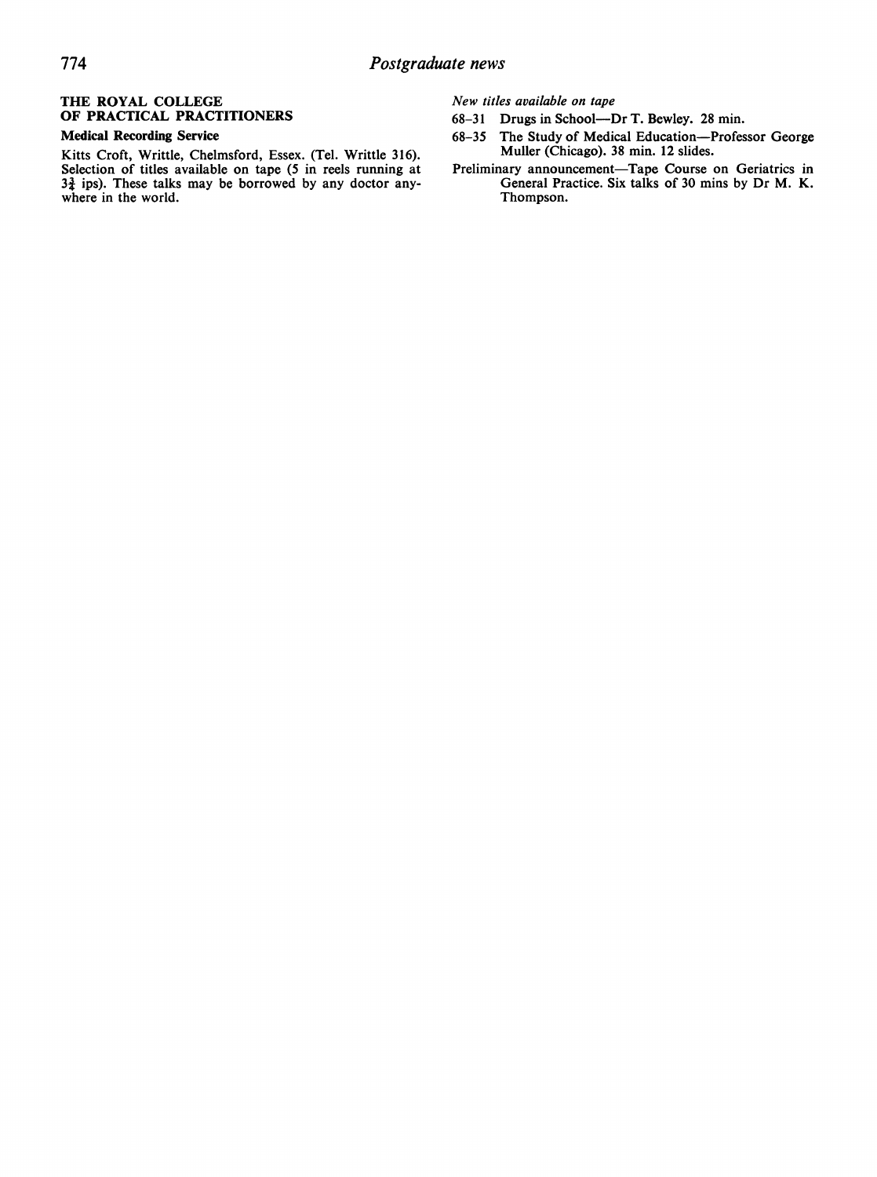### THE ROYAL COLLEGE OF PRACTICAL PRACTITIONERS

**Medical Recording Service**

Kitts Croft, Writtle, Chelmsford, Essex. (Tel. Writtle 316). Selection of titles available on tape (5 in reels running at 3¾ ips). These talks may be borrowed by any doctor anywhere in the world.

*New titles available on tape*

68–31 Drugs in School—Dr T. Bewley. 28 min.

68–35 The Study of Medical Education—Professor George Muller (Chicago). 38 min. 12 slides.

Preliminary announcement—Tape Course on Geriatrics in General Practice. Six talks of 30 mins by Dr M. K. Thompson.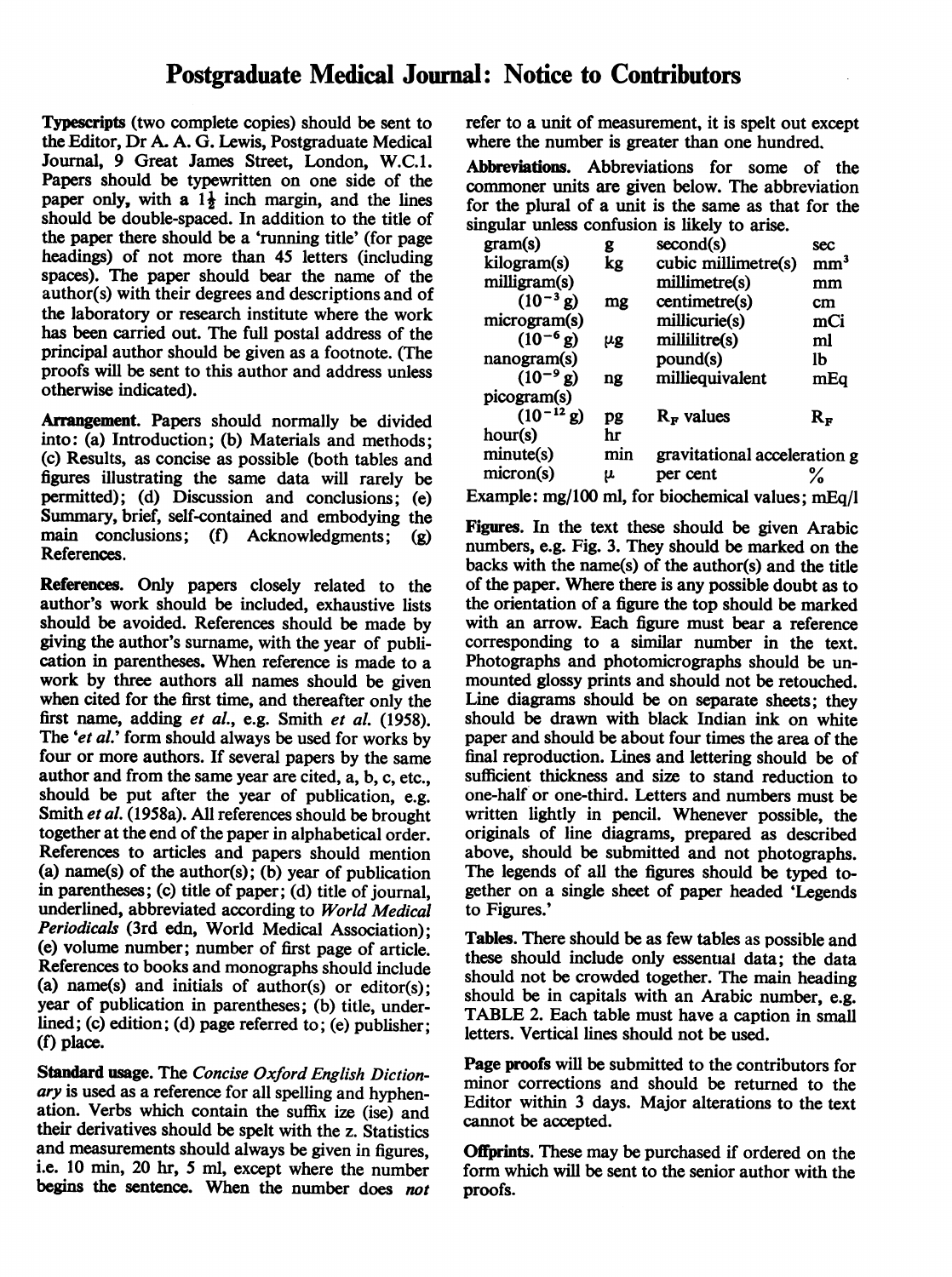# Postgraduate Medical Journal: Notice to Contributors

**Typescripts** (two complete copies) should be sent to the Editor, Dr A. A. G. Lewis, Postgraduate Medical Journal, 9 Great James Street, London, W.C.1. Papers should be typewritten on one side of the paper only, with a 1½ inch margin, and the lines should be double-spaced. In addition to the title of the paper there should be a 'running title' (for page headings) of not more than 45 letters (including spaces). The paper should bear the name of the author(s) with their degrees and descriptions and of the laboratory or research institute where the work has been carried out. The full postal address of the principal author should be given as a footnote. (The proofs will be sent to this author and address unless otherwise indicated).

**Arrangement.** Papers should normally be divided into: (a) Introduction; (b) Materials and methods; (c) Results, as concise as possible (both tables and figures illustrating the same data will rarely be permitted); (d) Discussion and conclusions; (e) Summary, brief, self-contained and embodying the main conclusions; (f) Acknowledgments; (g) References.

**References.** Only papers closely related to the author's work should be included, exhaustive lists should be avoided. References should be made by giving the author's surname, with the year of publication in parentheses. When reference is made to a work by three authors all names should be given when cited for the first time, and thereafter only the first name, adding *et al.*, e.g. Smith *et al.* (1958). The '*et al.*' form should always be used for works by four or more authors. If several papers by the same author and from the same year are cited, a, b, c, etc., should be put after the year of publication, e.g. Smith *et al.* (1958a). All references should be brought together at the end of the paper in alphabetical order. References to articles and papers should mention (a) name(s) of the author(s); (b) year of publication in parentheses; (c) title of paper; (d) title of journal, underlined, abbreviated according to *World Medical Periodicals* (3rd edn, World Medical Association); (e) volume number; number of first page of article. References to books and monographs should include (a) name(s) and initials of author(s) or editor(s); year of publication in parentheses; (b) title, underlined; (c) edition; (d) page referred to; (e) publisher; (f) place.

**Standard usage.** The *Concise Oxford English Dictionary* is used as a reference for all spelling and hyphenation. Verbs which contain the suffix ize (ise) and their derivatives should be spelt with the z. Statistics and measurements should always be given in figures, i.e. 10 min, 20 hr, 5 ml, except where the number begins the sentence. When the number does *not* refer to a unit of measurement, it is spelt out except where the number is greater than one hundred.

**Abbreviations.** Abbreviations for some of the commoner units are given below. The abbreviation for the plural of a unit is the same as that for the singular unless confusion is likely to arise.

| | | | |
|---|---|---|---|
| gram(s) | g | second(s) | sec |
| kilogram(s) | kg | cubic millimetre(s) | $mm^3$ |
| milligram(s) ($10^{-3}$ g) | mg | millimetre(s) | mm |
| | | centimetre(s) | cm |
| microgram(s) ($10^{-6}$ g) | μg | millicurie(s) | mCi |
| | | millilitre(s) | ml |
| nanogram(s) ($10^{-9}$ g) | ng | pound(s) | lb |
| | | milliequivalent | mEq |
| picogram(s) ($10^{-12}$ g) | pg | $R_F$ values | $R_F$ |
| hour(s) | hr | | |
| minute(s) | min | gravitational acceleration | g |
| micron(s) | μ | per cent | % |

Example: mg/100 ml, for biochemical values; mEq/l

**Figures.** In the text these should be given Arabic numbers, e.g. Fig. 3. They should be marked on the backs with the name(s) of the author(s) and the title of the paper. Where there is any possible doubt as to the orientation of a figure the top should be marked with an arrow. Each figure must bear a reference corresponding to a similar number in the text. Photographs and photomicrographs should be unmounted glossy prints and should not be retouched. Line diagrams should be on separate sheets; they should be drawn with black Indian ink on white paper and should be about four times the area of the final reproduction. Lines and lettering should be of sufficient thickness and size to stand reduction to one-half or one-third. Letters and numbers must be written lightly in pencil. Whenever possible, the originals of line diagrams, prepared as described above, should be submitted and not photographs. The legends of all the figures should be typed together on a single sheet of paper headed 'Legends to Figures.'

**Tables.** There should be as few tables as possible and these should include only essential data; the data should not be crowded together. The main heading should be in capitals with an Arabic number, e.g. TABLE 2. Each table must have a caption in small letters. Vertical lines should not be used.

**Page proofs** will be submitted to the contributors for minor corrections and should be returned to the Editor within 3 days. Major alterations to the text cannot be accepted.

**Offprints.** These may be purchased if ordered on the form which will be sent to the senior author with the proofs.